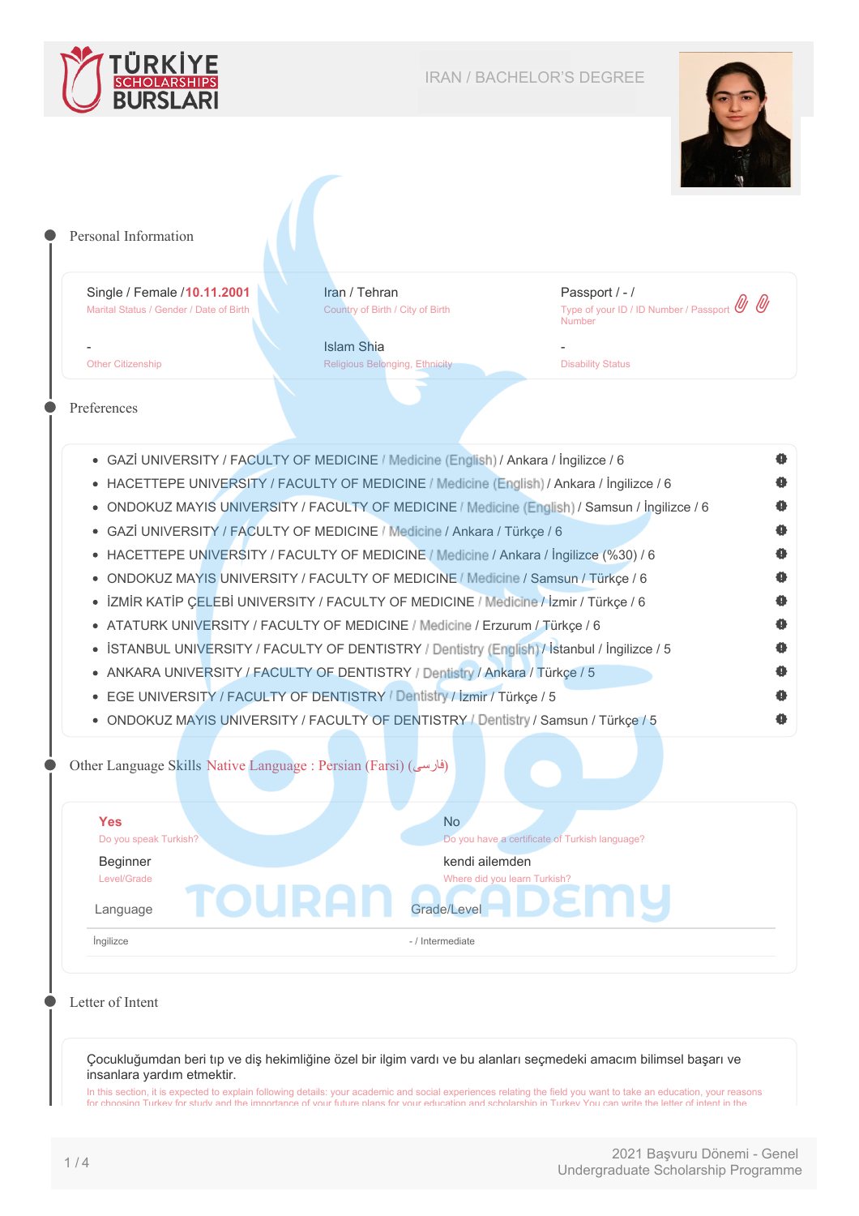# TÜRKİYE SCHOLARSHIPS BURSLARI

IRAN / BACHELOR'S DEGREE

## Personal Information

| | | |
|---|---|---|
| Single / Female / **10.11.2001** | Iran / Tehran | Passport / - / |
| Marital Status / Gender / Date of Birth | Country of Birth / City of Birth | Type of your ID / ID Number / Passport Number |
| - | Islam Shia | - |
| Other Citizenship | Religious Belonging, Ethnicity | Disability Status |

## Preferences

- GAZİ UNIVERSITY / FACULTY OF MEDICINE / Medicine (English) / Ankara / İngilizce / 6
- HACETTEPE UNIVERSITY / FACULTY OF MEDICINE / Medicine (English) / Ankara / İngilizce / 6
- ONDOKUZ MAYIS UNIVERSITY / FACULTY OF MEDICINE / Medicine (English) / Samsun / İngilizce / 6
- GAZİ UNIVERSITY / FACULTY OF MEDICINE / Medicine / Ankara / Türkçe / 6
- HACETTEPE UNIVERSITY / FACULTY OF MEDICINE / Medicine / Ankara / İngilizce (%30) / 6
- ONDOKUZ MAYIS UNIVERSITY / FACULTY OF MEDICINE / Medicine / Samsun / Türkçe / 6
- İZMİR KATİP ÇELEBİ UNIVERSITY / FACULTY OF MEDICINE / Medicine / İzmir / Türkçe / 6
- ATATURK UNIVERSITY / FACULTY OF MEDICINE / Medicine / Erzurum / Türkçe / 6
- İSTANBUL UNIVERSITY / FACULTY OF DENTISTRY / Dentistry (English) / İstanbul / İngilizce / 5
- ANKARA UNIVERSITY / FACULTY OF DENTISTRY / Dentistry / Ankara / Türkçe / 5
- EGE UNIVERSITY / FACULTY OF DENTISTRY / Dentistry / İzmir / Türkçe / 5
- ONDOKUZ MAYIS UNIVERSITY / FACULTY OF DENTISTRY / Dentistry / Samsun / Türkçe / 5

## Other Language Skills

Native Language : Persian (Farsi) (فارسی)

| | |
|---|---|
| **Yes** | No |
| Do you speak Turkish? | Do you have a certificate of Turkish language? |
| Beginner | kendi ailemden |
| Level/Grade | Where did you learn Turkish? |

| Language | Grade/Level |
|---|---|
| İngilizce | - / Intermediate |

## Letter of Intent

Çocukluğumdan beri tıp ve diş hekimliğine özel bir ilgim vardı ve bu alanları seçmedeki amacım bilimsel başarı ve insanlara yardım etmektir.

In this section, it is expected to explain following details: your academic and social experiences relating the field you want to take an education, your reasons for choosing Turkey for study and the importance of your future plans for your education and scholarship in Turkey You can write the letter of intent in the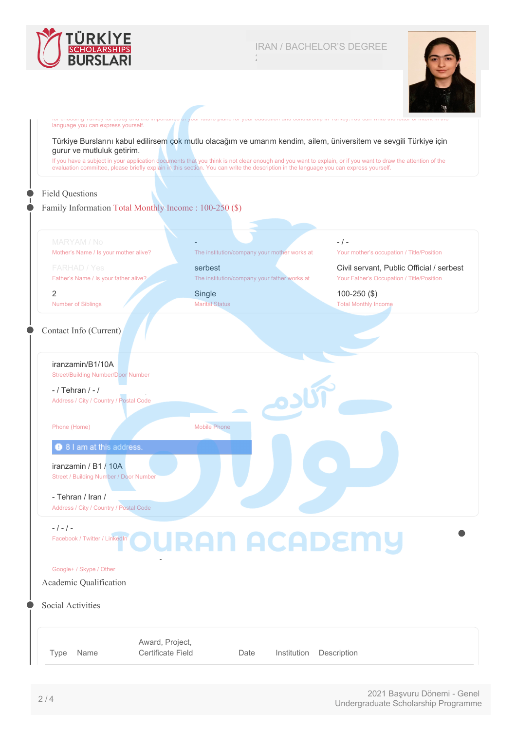IRAN / BACHELOR'S DEGREE

language you can express yourself.

Türkiye Burslarını kabul edilirsem çok mutlu olacağım ve umarım kendim, ailem, üniversitem ve sevgili Türkiye için gurur ve mutluluk getirim.

If you have a subject in your application documents that you think is not clear enough and you want to explain, or if you want to draw the attention of the evaluation committee, please briefly explain in this section. You can write the description in the language you can express yourself.

## Field Questions

## Family Information Total Monthly Income : 100-250 ($)

| | | |
|---|---|---|
| MARYAM / No<br>Mother's Name / Is your mother alive? | -<br>The institution/company your mother works at | - / -<br>Your mother's occupation / Title/Position |
| FARHAD / Yes<br>Father's Name / Is your father alive? | serbest<br>The institution/company your father works at | Civil servant, Public Official / serbest<br>Your Father's Occupation / Title/Position |
| 2<br>Number of Siblings | Single<br>Marital Status | 100-250 ($)<br>Total Monthly Income |

## Contact Info (Current)

iranzamin/B1/10A
Street/Building Number/Door Number

- / Tehran / - /
Address / City / Country / Postal Code

Phone (Home)

Mobile Phone

8 I am at this address.

iranzamin / B1 / 10A
Street / Building Number / Door Number

- Tehran / Iran /
Address / City / Country / Postal Code

- / - / -
Facebook / Twitter / LinkedIn

-
Google+ / Skype / Other

## Academic Qualification

## Social Activities

| Type | Name | Award, Project, Certificate Field | Date | Institution | Description |
|---|---|---|---|---|---|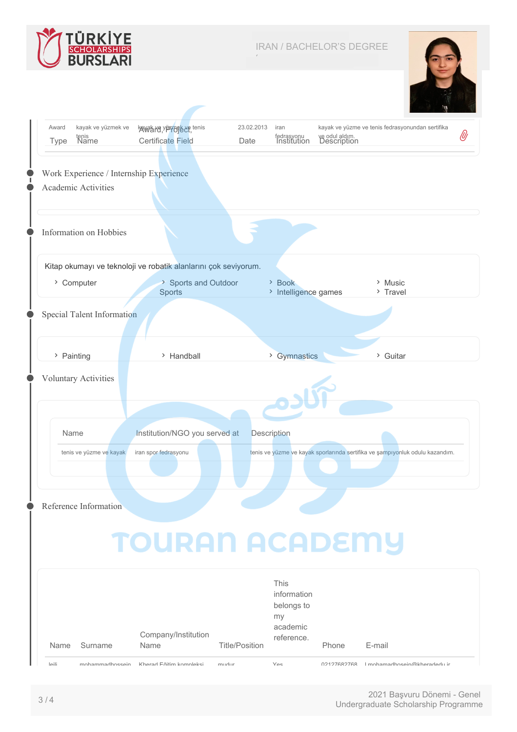IRAN / BACHELOR'S DEGREE

| Type | Name | Award, Project, Certificate Field | Date | Institution | Description |
|---|---|---|---|---|---|
| Award | kayak ve yüzmek ve tenis | kayak ve yüzmek ve tenis | 23.02.2013 | iran fedrasyonu | kayak ve yüzme ve tenis fedrasyonundan sertifika ve odul aldım. |

## Work Experience / Internship Experience

## Academic Activities

## Information on Hobbies

Kitap okumayı ve teknoloji ve robatik alanlarını çok seviyorum.

- Computer
- Sports and Outdoor Sports
- Book
- Intelligence games
- Music
- Travel

## Special Talent Information

- Painting
- Handball
- Gymnastics
- Guitar

## Voluntary Activities

| Name | Institution/NGO you served at | Description |
|---|---|---|
| tenis ve yüzme ve kayak | iran spor fedrasyonu | tenis ve yüzme ve kayak sporlarında sertifika ve şampıyonluk odulu kazandım. |

## Reference Information

| Name | Surname | Company/Institution Name | Title/Position | This information belongs to my academic reference. | Phone | E-mail |
|---|---|---|---|---|---|---|
| leili | mohammadhossein | Kherad Eğitim kompleksi | mudur | Yes | 02127682768 | l.mohamadhosein@kheradedu.ir |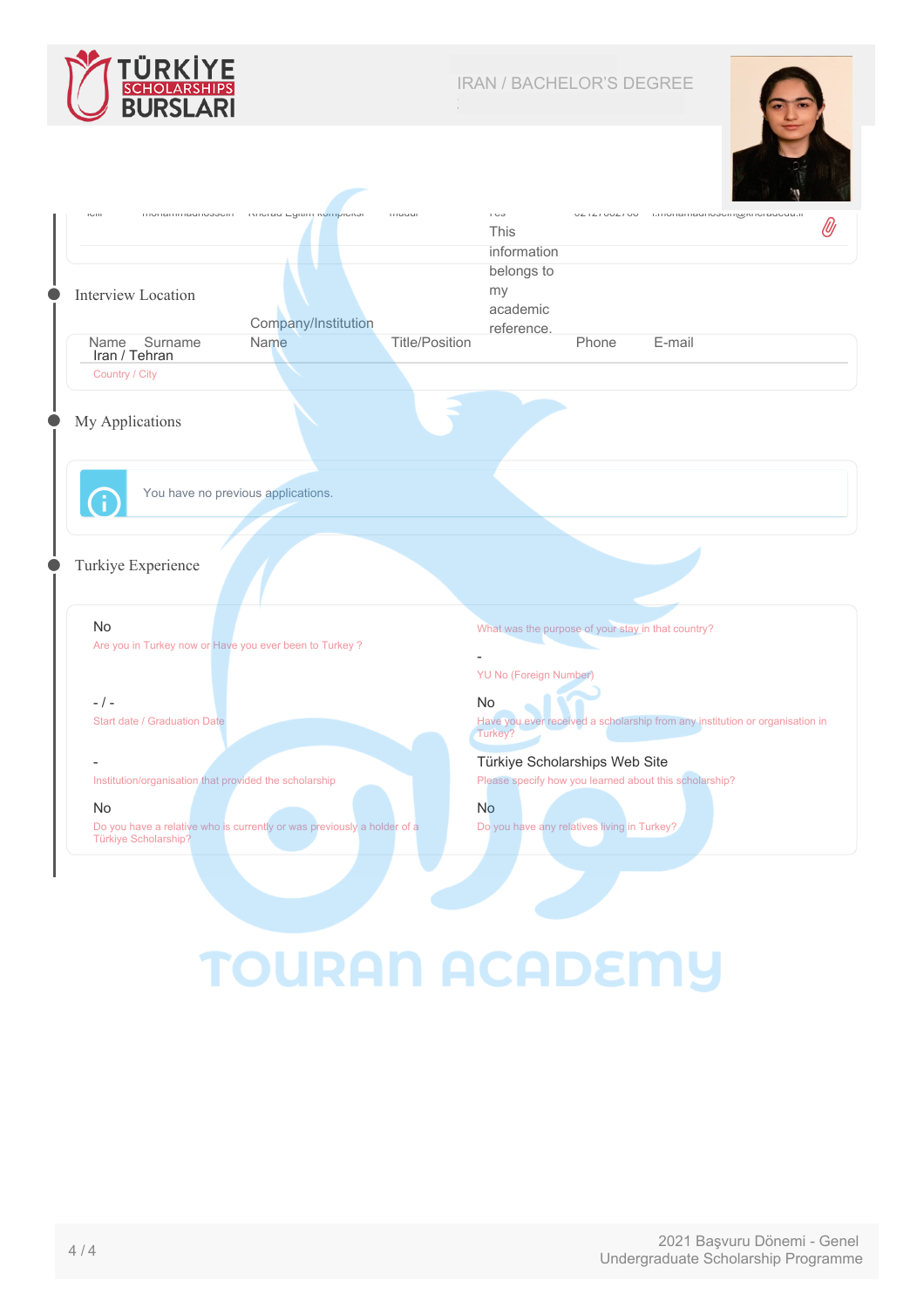IRAN / BACHELOR'S DEGREE

This information belongs to my academic reference.

## Interview Location

| Name Surname | Company/Institution Name | Title/Position | | Phone | E-mail |
|---|---|---|---|---|---|

Iran / Tehran
Country / City

## My Applications

You have no previous applications.

## Turkiye Experience

No
Are you in Turkey now or Have you ever been to Turkey ?

What was the purpose of your stay in that country?

-
YU No (Foreign Number)

- / -
Start date / Graduation Date

No
Have you ever received a scholarship from any institution or organisation in Turkey?

-
Institution/organisation that provided the scholarship

Türkiye Scholarships Web Site
Please specify how you learned about this scholarship?

No
Do you have a relative who is currently or was previously a holder of a Türkiye Scholarship?

No
Do you have any relatives living in Turkey?